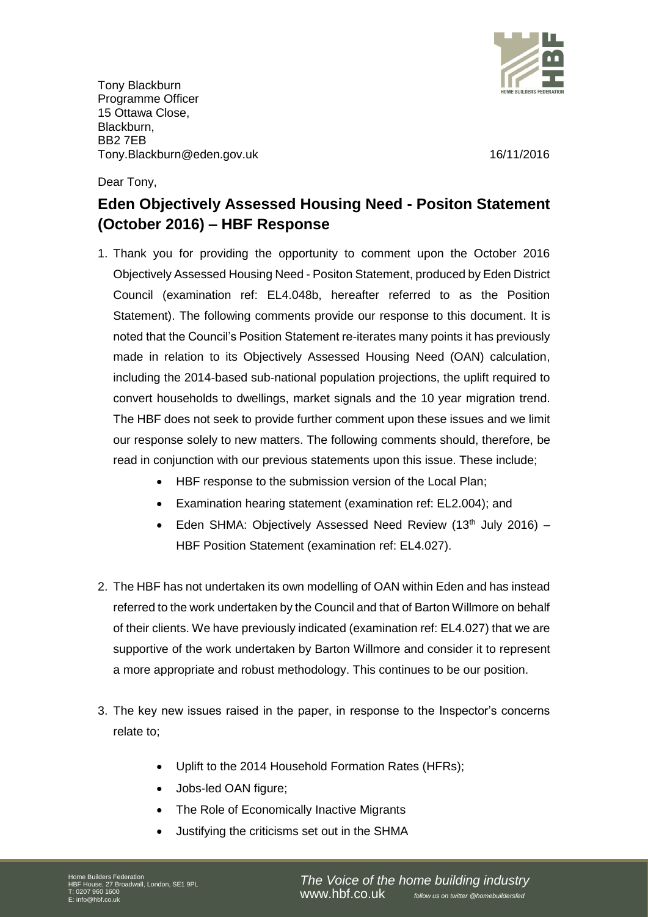Tony Blackburn
Programme Officer
15 Ottawa Close,
Blackburn,
BB2 7EB
Tony.Blackburn@eden.gov.uk

16/11/2016

Dear Tony,

## Eden Objectively Assessed Housing Need - Positon Statement (October 2016) – HBF Response

1. Thank you for providing the opportunity to comment upon the October 2016 Objectively Assessed Housing Need - Positon Statement, produced by Eden District Council (examination ref: EL4.048b, hereafter referred to as the Position Statement). The following comments provide our response to this document. It is noted that the Council's Position Statement re-iterates many points it has previously made in relation to its Objectively Assessed Housing Need (OAN) calculation, including the 2014-based sub-national population projections, the uplift required to convert households to dwellings, market signals and the 10 year migration trend. The HBF does not seek to provide further comment upon these issues and we limit our response solely to new matters. The following comments should, therefore, be read in conjunction with our previous statements upon this issue. These include;
   - HBF response to the submission version of the Local Plan;
   - Examination hearing statement (examination ref: EL2.004); and
   - Eden SHMA: Objectively Assessed Need Review (13th July 2016) – HBF Position Statement (examination ref: EL4.027).

2. The HBF has not undertaken its own modelling of OAN within Eden and has instead referred to the work undertaken by the Council and that of Barton Willmore on behalf of their clients. We have previously indicated (examination ref: EL4.027) that we are supportive of the work undertaken by Barton Willmore and consider it to represent a more appropriate and robust methodology. This continues to be our position.

3. The key new issues raised in the paper, in response to the Inspector's concerns relate to;
   - Uplift to the 2014 Household Formation Rates (HFRs);
   - Jobs-led OAN figure;
   - The Role of Economically Inactive Migrants
   - Justifying the criticisms set out in the SHMA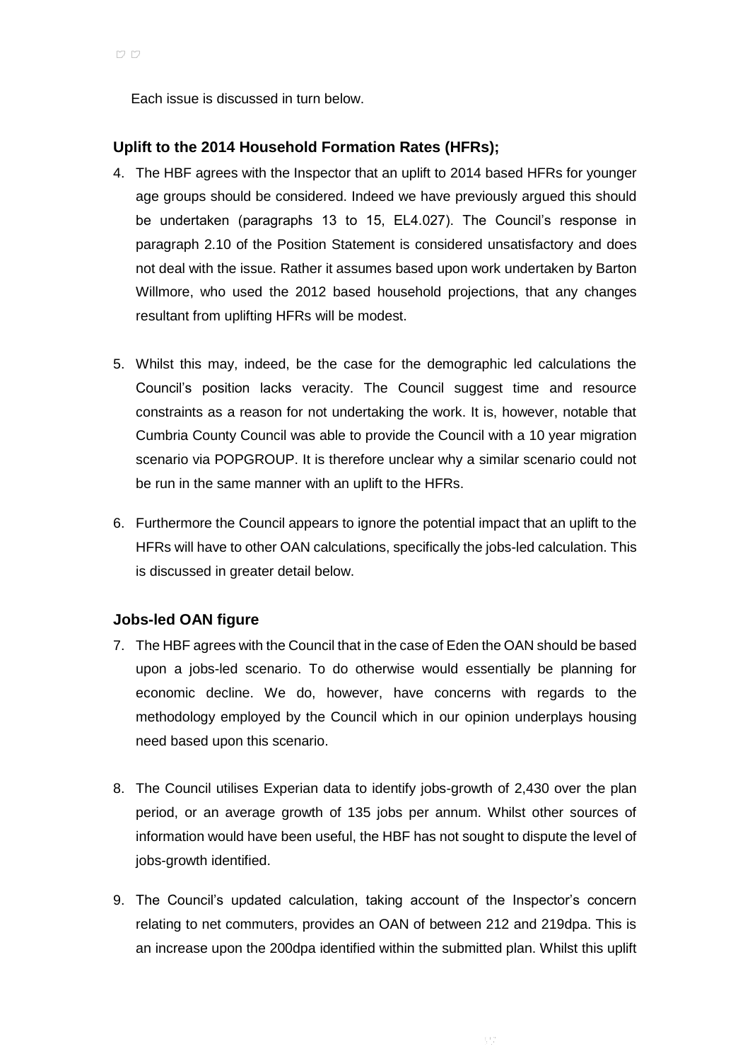Each issue is discussed in turn below.

### Uplift to the 2014 Household Formation Rates (HFRs);

4. The HBF agrees with the Inspector that an uplift to 2014 based HFRs for younger age groups should be considered. Indeed we have previously argued this should be undertaken (paragraphs 13 to 15, EL4.027). The Council's response in paragraph 2.10 of the Position Statement is considered unsatisfactory and does not deal with the issue. Rather it assumes based upon work undertaken by Barton Willmore, who used the 2012 based household projections, that any changes resultant from uplifting HFRs will be modest.

5. Whilst this may, indeed, be the case for the demographic led calculations the Council's position lacks veracity. The Council suggest time and resource constraints as a reason for not undertaking the work. It is, however, notable that Cumbria County Council was able to provide the Council with a 10 year migration scenario via POPGROUP. It is therefore unclear why a similar scenario could not be run in the same manner with an uplift to the HFRs.

6. Furthermore the Council appears to ignore the potential impact that an uplift to the HFRs will have to other OAN calculations, specifically the jobs-led calculation. This is discussed in greater detail below.

### Jobs-led OAN figure

7. The HBF agrees with the Council that in the case of Eden the OAN should be based upon a jobs-led scenario. To do otherwise would essentially be planning for economic decline. We do, however, have concerns with regards to the methodology employed by the Council which in our opinion underplays housing need based upon this scenario.

8. The Council utilises Experian data to identify jobs-growth of 2,430 over the plan period, or an average growth of 135 jobs per annum. Whilst other sources of information would have been useful, the HBF has not sought to dispute the level of jobs-growth identified.

9. The Council's updated calculation, taking account of the Inspector's concern relating to net commuters, provides an OAN of between 212 and 219dpa. This is an increase upon the 200dpa identified within the submitted plan. Whilst this uplift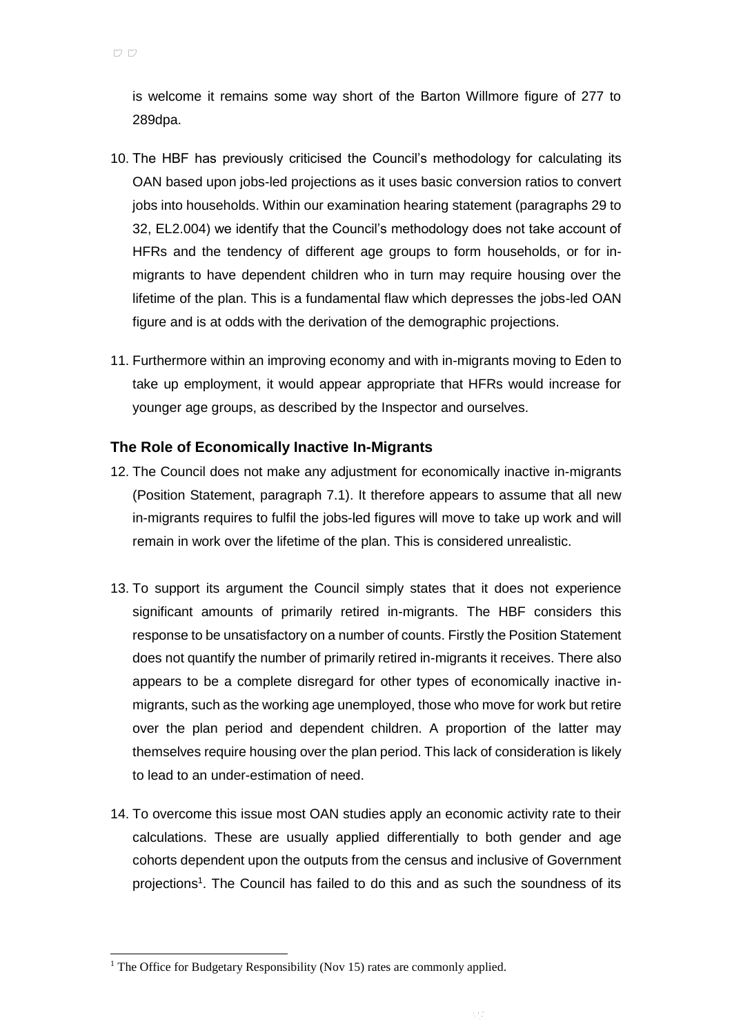is welcome it remains some way short of the Barton Willmore figure of 277 to 289dpa.

10. The HBF has previously criticised the Council's methodology for calculating its OAN based upon jobs-led projections as it uses basic conversion ratios to convert jobs into households. Within our examination hearing statement (paragraphs 29 to 32, EL2.004) we identify that the Council's methodology does not take account of HFRs and the tendency of different age groups to form households, or for in-migrants to have dependent children who in turn may require housing over the lifetime of the plan. This is a fundamental flaw which depresses the jobs-led OAN figure and is at odds with the derivation of the demographic projections.

11. Furthermore within an improving economy and with in-migrants moving to Eden to take up employment, it would appear appropriate that HFRs would increase for younger age groups, as described by the Inspector and ourselves.

### The Role of Economically Inactive In-Migrants

12. The Council does not make any adjustment for economically inactive in-migrants (Position Statement, paragraph 7.1). It therefore appears to assume that all new in-migrants requires to fulfil the jobs-led figures will move to take up work and will remain in work over the lifetime of the plan. This is considered unrealistic.

13. To support its argument the Council simply states that it does not experience significant amounts of primarily retired in-migrants. The HBF considers this response to be unsatisfactory on a number of counts. Firstly the Position Statement does not quantify the number of primarily retired in-migrants it receives. There also appears to be a complete disregard for other types of economically inactive in-migrants, such as the working age unemployed, those who move for work but retire over the plan period and dependent children. A proportion of the latter may themselves require housing over the plan period. This lack of consideration is likely to lead to an under-estimation of need.

14. To overcome this issue most OAN studies apply an economic activity rate to their calculations. These are usually applied differentially to both gender and age cohorts dependent upon the outputs from the census and inclusive of Government projections[1]. The Council has failed to do this and as such the soundness of its

[1] The Office for Budgetary Responsibility (Nov 15) rates are commonly applied.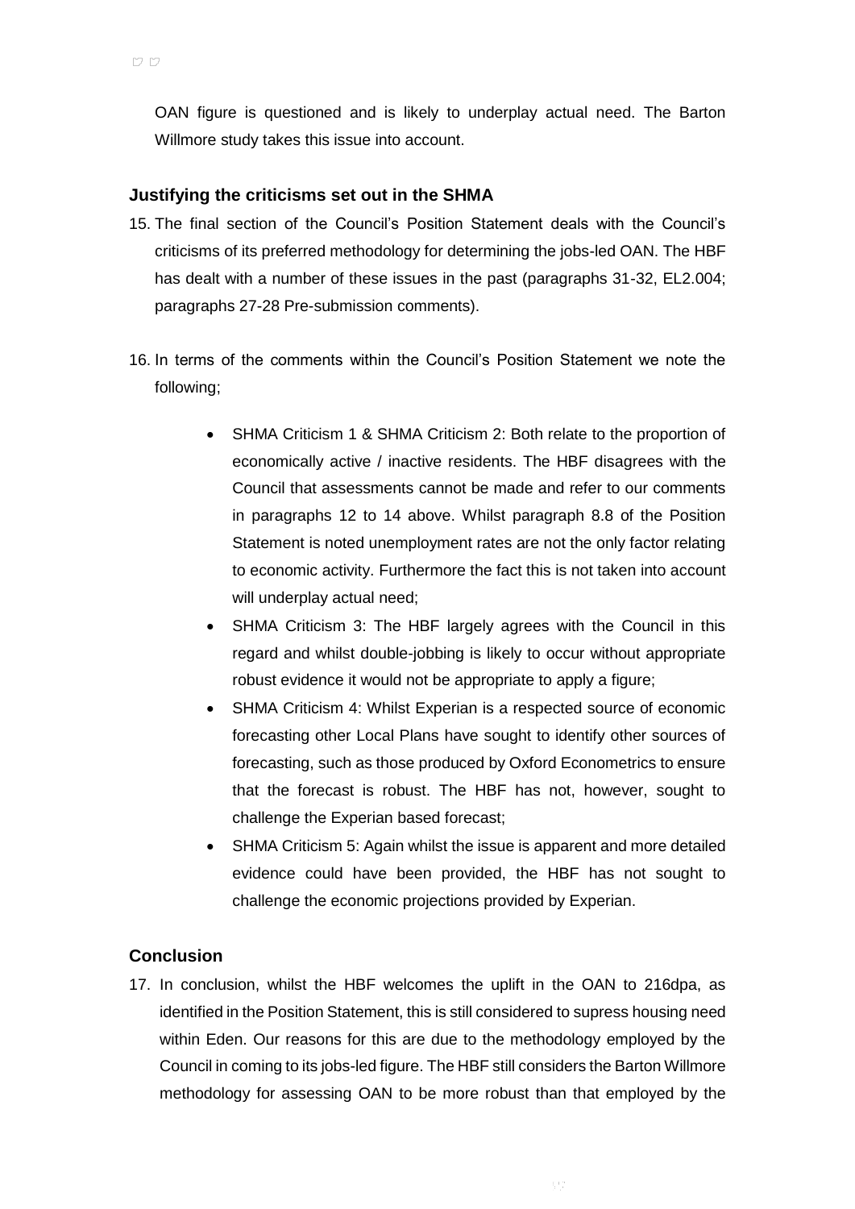OAN figure is questioned and is likely to underplay actual need. The Barton Willmore study takes this issue into account.

### Justifying the criticisms set out in the SHMA

15. The final section of the Council's Position Statement deals with the Council's criticisms of its preferred methodology for determining the jobs-led OAN. The HBF has dealt with a number of these issues in the past (paragraphs 31-32, EL2.004; paragraphs 27-28 Pre-submission comments).

16. In terms of the comments within the Council's Position Statement we note the following;

    - SHMA Criticism 1 & SHMA Criticism 2: Both relate to the proportion of economically active / inactive residents. The HBF disagrees with the Council that assessments cannot be made and refer to our comments in paragraphs 12 to 14 above. Whilst paragraph 8.8 of the Position Statement is noted unemployment rates are not the only factor relating to economic activity. Furthermore the fact this is not taken into account will underplay actual need;
    - SHMA Criticism 3: The HBF largely agrees with the Council in this regard and whilst double-jobbing is likely to occur without appropriate robust evidence it would not be appropriate to apply a figure;
    - SHMA Criticism 4: Whilst Experian is a respected source of economic forecasting other Local Plans have sought to identify other sources of forecasting, such as those produced by Oxford Econometrics to ensure that the forecast is robust. The HBF has not, however, sought to challenge the Experian based forecast;
    - SHMA Criticism 5: Again whilst the issue is apparent and more detailed evidence could have been provided, the HBF has not sought to challenge the economic projections provided by Experian.

### Conclusion

17. In conclusion, whilst the HBF welcomes the uplift in the OAN to 216dpa, as identified in the Position Statement, this is still considered to supress housing need within Eden. Our reasons for this are due to the methodology employed by the Council in coming to its jobs-led figure. The HBF still considers the Barton Willmore methodology for assessing OAN to be more robust than that employed by the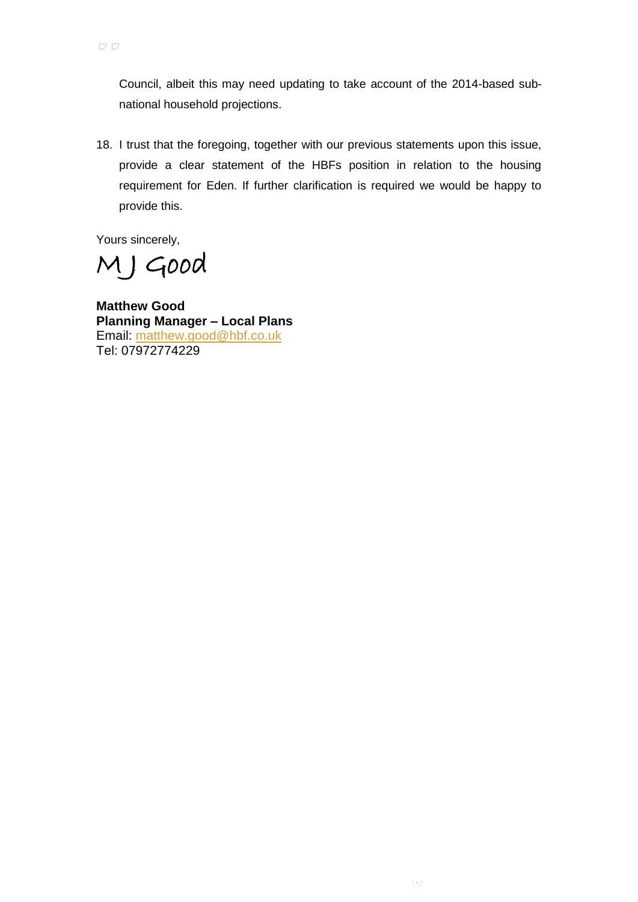Council, albeit this may need updating to take account of the 2014-based sub-national household projections.

18. I trust that the foregoing, together with our previous statements upon this issue, provide a clear statement of the HBFs position in relation to the housing requirement for Eden. If further clarification is required we would be happy to provide this.

Yours sincerely,

MJ Good

**Matthew Good**
**Planning Manager – Local Plans**
Email: matthew.good@hbf.co.uk
Tel: 07972774229